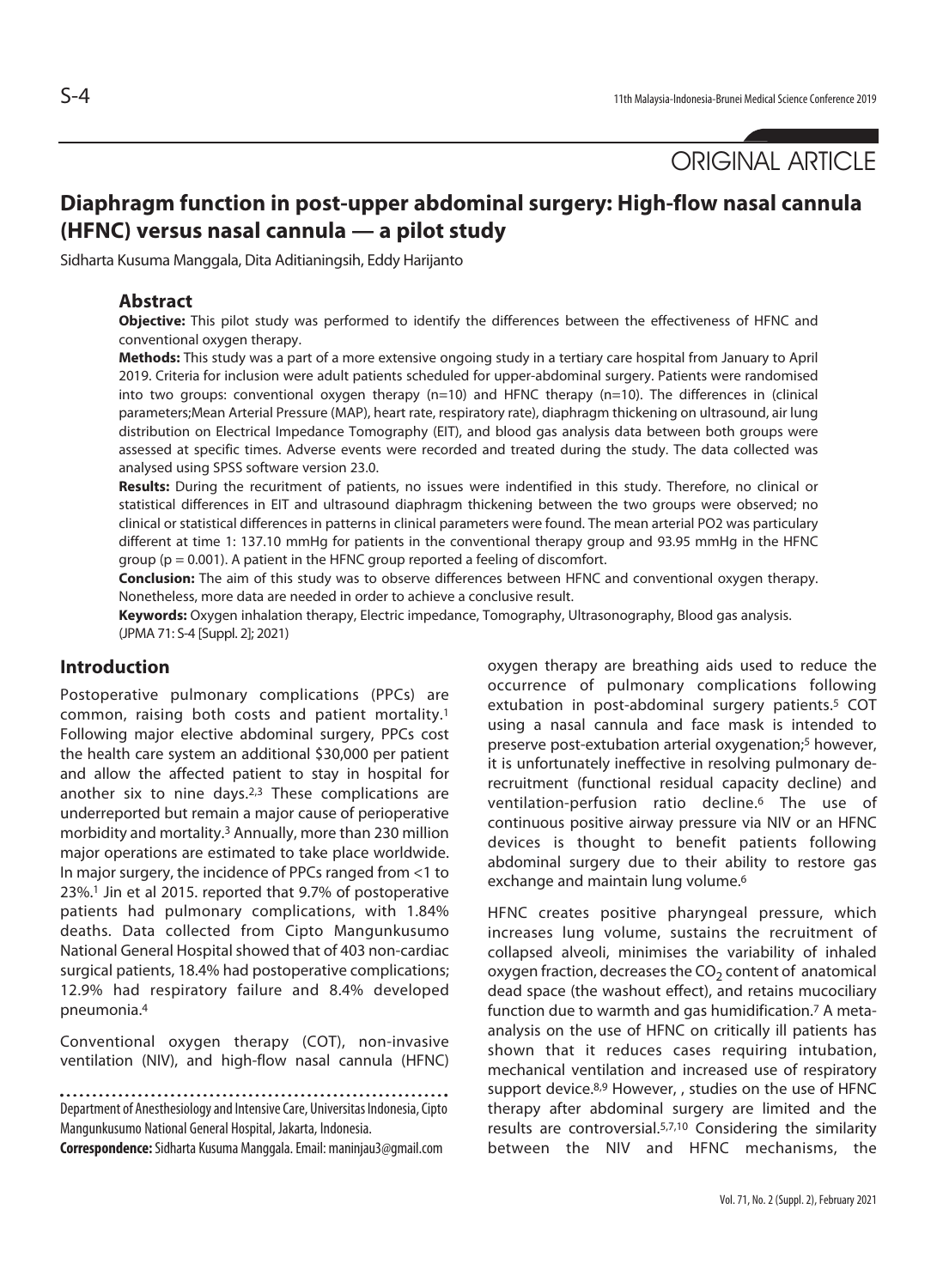ORIGINAL ARTICLE

# Diaphragm function in post-upper abdominal surgery: High-flow nasal cannula (HFNC) versus nasal cannula — a pilot study

Sidharta Kusuma Manggala, Dita Aditianingsih, Eddy Harijanto

## Abstract

**Objective:** This pilot study was performed to identify the differences between the effectiveness of HFNC and conventional oxygen therapy.

**Methods:** This study was a part of a more extensive ongoing study in a tertiary care hospital from January to April 2019. Criteria for inclusion were adult patients scheduled for upper-abdominal surgery. Patients were randomised into two groups: conventional oxygen therapy (n=10) and HFNC therapy (n=10). The differences in (clinical parameters;Mean Arterial Pressure (MAP), heart rate, respiratory rate), diaphragm thickening on ultrasound, air lung distribution on Electrical Impedance Tomography (EIT), and blood gas analysis data between both groups were assessed at specific times. Adverse events were recorded and treated during the study. The data collected was analysed using SPSS software version 23.0.

**Results:** During the recuritment of patients, no issues were indentified in this study. Therefore, no clinical or statistical differences in EIT and ultrasound diaphragm thickening between the two groups were observed; no clinical or statistical differences in patterns in clinical parameters were found. The mean arterial PO2 was particulary different at time 1: 137.10 mmHg for patients in the conventional therapy group and 93.95 mmHg in the HFNC group (p = 0.001). A patient in the HFNC group reported a feeling of discomfort.

**Conclusion:** The aim of this study was to observe differences between HFNC and conventional oxygen therapy. Nonetheless, more data are needed in order to achieve a conclusive result.

**Keywords:** Oxygen inhalation therapy, Electric impedance, Tomography, Ultrasonography, Blood gas analysis.

(JPMA 71: S-4 [Suppl. 2]; 2021)

## Introduction

Postoperative pulmonary complications (PPCs) are common, raising both costs and patient mortality.[1] Following major elective abdominal surgery, PPCs cost the health care system an additional $30,000 per patient and allow the affected patient to stay in hospital for another six to nine days.[2,3] These complications are underreported but remain a major cause of perioperative morbidity and mortality.[3] Annually, more than 230 million major operations are estimated to take place worldwide. In major surgery, the incidence of PPCs ranged from <1 to 23%.[1] Jin et al 2015. reported that 9.7% of postoperative patients had pulmonary complications, with 1.84% deaths. Data collected from Cipto Mangunkusumo National General Hospital showed that of 403 non-cardiac surgical patients, 18.4% had postoperative complications; 12.9% had respiratory failure and 8.4% developed pneumonia.[4]

Conventional oxygen therapy (COT), non-invasive ventilation (NIV), and high-flow nasal cannula (HFNC) oxygen therapy are breathing aids used to reduce the occurrence of pulmonary complications following extubation in post-abdominal surgery patients.[5] COT using a nasal cannula and face mask is intended to preserve post-extubation arterial oxygenation;[5] however, it is unfortunately ineffective in resolving pulmonary de-recruitment (functional residual capacity decline) and ventilation-perfusion ratio decline.[6] The use of continuous positive airway pressure via NIV or an HFNC devices is thought to benefit patients following abdominal surgery due to their ability to restore gas exchange and maintain lung volume.[6]

HFNC creates positive pharyngeal pressure, which increases lung volume, sustains the recruitment of collapsed alveoli, minimises the variability of inhaled oxygen fraction, decreases the $CO_2$ content of anatomical dead space (the washout effect), and retains mucociliary function due to warmth and gas humidification.[7] A meta-analysis on the use of HFNC on critically ill patients has shown that it reduces cases requiring intubation, mechanical ventilation and increased use of respiratory support device.[8,9] However, , studies on the use of HFNC therapy after abdominal surgery are limited and the results are controversial.[5,7,10] Considering the similarity between the NIV and HFNC mechanisms, the

Department of Anesthesiology and Intensive Care, Universitas Indonesia, Cipto Mangunkusumo National General Hospital, Jakarta, Indonesia.

**Correspondence:** Sidharta Kusuma Manggala. Email: maninjau3@gmail.com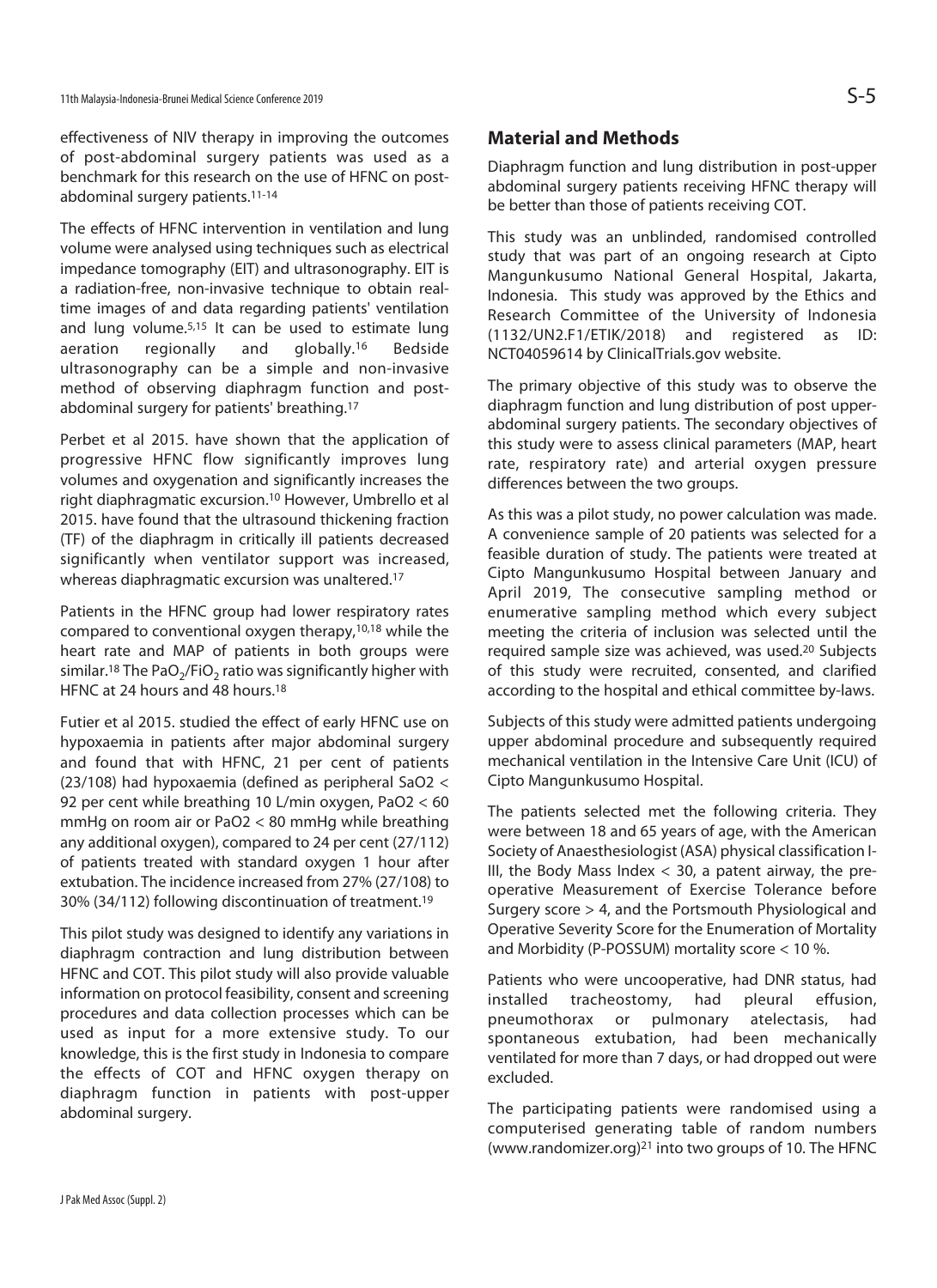effectiveness of NIV therapy in improving the outcomes of post-abdominal surgery patients was used as a benchmark for this research on the use of HFNC on post-abdominal surgery patients.[11-14]

The effects of HFNC intervention in ventilation and lung volume were analysed using techniques such as electrical impedance tomography (EIT) and ultrasonography. EIT is a radiation-free, non-invasive technique to obtain real-time images of and data regarding patients' ventilation and lung volume.[5,15] It can be used to estimate lung aeration regionally and globally.[16] Bedside ultrasonography can be a simple and non-invasive method of observing diaphragm function and post-abdominal surgery for patients' breathing.[17]

Perbet et al 2015. have shown that the application of progressive HFNC flow significantly improves lung volumes and oxygenation and significantly increases the right diaphragmatic excursion.[10] However, Umbrello et al 2015. have found that the ultrasound thickening fraction (TF) of the diaphragm in critically ill patients decreased significantly when ventilator support was increased, whereas diaphragmatic excursion was unaltered.[17]

Patients in the HFNC group had lower respiratory rates compared to conventional oxygen therapy,[10,18] while the heart rate and MAP of patients in both groups were similar.[18] The $PaO_2/FiO_2$ ratio was significantly higher with HFNC at 24 hours and 48 hours.[18]

Futier et al 2015. studied the effect of early HFNC use on hypoxaemia in patients after major abdominal surgery and found that with HFNC, 21 per cent of patients (23/108) had hypoxaemia (defined as peripheral SaO2 < 92 per cent while breathing 10 L/min oxygen, PaO2 < 60 mmHg on room air or PaO2 < 80 mmHg while breathing any additional oxygen), compared to 24 per cent (27/112) of patients treated with standard oxygen 1 hour after extubation. The incidence increased from 27% (27/108) to 30% (34/112) following discontinuation of treatment.[19]

This pilot study was designed to identify any variations in diaphragm contraction and lung distribution between HFNC and COT. This pilot study will also provide valuable information on protocol feasibility, consent and screening procedures and data collection processes which can be used as input for a more extensive study. To our knowledge, this is the first study in Indonesia to compare the effects of COT and HFNC oxygen therapy on diaphragm function in patients with post-upper abdominal surgery.

## Material and Methods

Diaphragm function and lung distribution in post-upper abdominal surgery patients receiving HFNC therapy will be better than those of patients receiving COT.

This study was an unblinded, randomised controlled study that was part of an ongoing research at Cipto Mangunkusumo National General Hospital, Jakarta, Indonesia. This study was approved by the Ethics and Research Committee of the University of Indonesia (1132/UN2.F1/ETIK/2018) and registered as ID: NCT04059614 by ClinicalTrials.gov website.

The primary objective of this study was to observe the diaphragm function and lung distribution of post upper-abdominal surgery patients. The secondary objectives of this study were to assess clinical parameters (MAP, heart rate, respiratory rate) and arterial oxygen pressure differences between the two groups.

As this was a pilot study, no power calculation was made. A convenience sample of 20 patients was selected for a feasible duration of study. The patients were treated at Cipto Mangunkusumo Hospital between January and April 2019, The consecutive sampling method or enumerative sampling method which every subject meeting the criteria of inclusion was selected until the required sample size was achieved, was used.[20] Subjects of this study were recruited, consented, and clarified according to the hospital and ethical committee by-laws.

Subjects of this study were admitted patients undergoing upper abdominal procedure and subsequently required mechanical ventilation in the Intensive Care Unit (ICU) of Cipto Mangunkusumo Hospital.

The patients selected met the following criteria. They were between 18 and 65 years of age, with the American Society of Anaesthesiologist (ASA) physical classification I-III, the Body Mass Index < 30, a patent airway, the pre-operative Measurement of Exercise Tolerance before Surgery score > 4, and the Portsmouth Physiological and Operative Severity Score for the Enumeration of Mortality and Morbidity (P-POSSUM) mortality score < 10 %.

Patients who were uncooperative, had DNR status, had installed tracheostomy, had pleural effusion, pneumothorax or pulmonary atelectasis, had spontaneous extubation, had been mechanically ventilated for more than 7 days, or had dropped out were excluded.

The participating patients were randomised using a computerised generating table of random numbers (www.randomizer.org)[21] into two groups of 10. The HFNC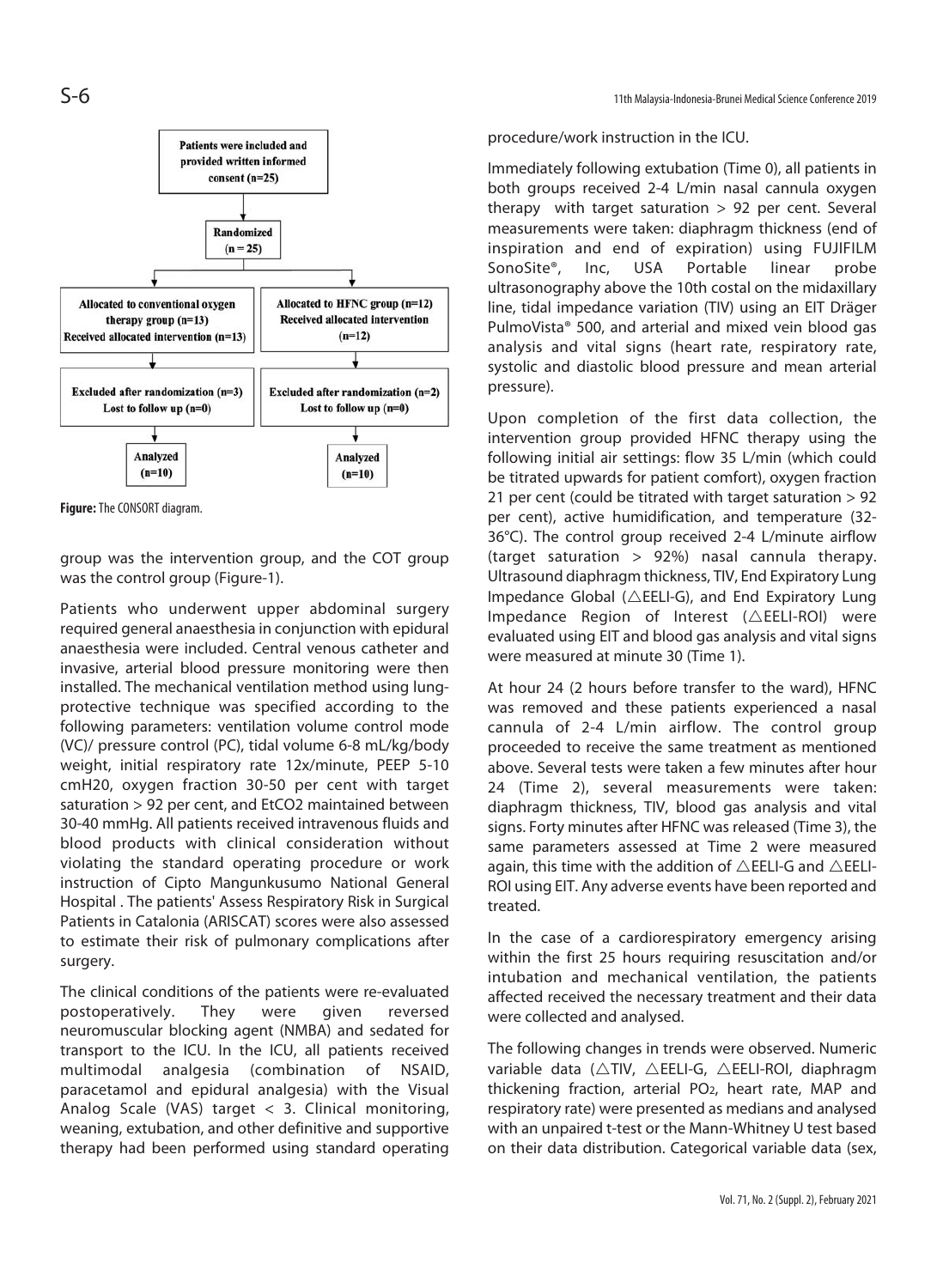Patients were included and provided written informed consent (n=25)

Randomized (n = 25)

| Allocated to conventional oxygen therapy group (n=13) Received allocated intervention (n=13) | Allocated to HFNC group (n=12) Received allocated intervention (n=12) |
|---|---|
| Excluded after randomization (n=3) Lost to follow up (n=0) | Excluded after randomization (n=2) Lost to follow up (n=0) |
| Analyzed (n=10) | Analyzed (n=10) |

**Figure:** The CONSORT diagram.

group was the intervention group, and the COT group was the control group (Figure-1).

Patients who underwent upper abdominal surgery required general anaesthesia in conjunction with epidural anaesthesia were included. Central venous catheter and invasive, arterial blood pressure monitoring were then installed. The mechanical ventilation method using lung-protective technique was specified according to the following parameters: ventilation volume control mode (VC)/ pressure control (PC), tidal volume 6-8 mL/kg/body weight, initial respiratory rate 12x/minute, PEEP 5-10 cmH20, oxygen fraction 30-50 per cent with target saturation > 92 per cent, and EtCO2 maintained between 30-40 mmHg. All patients received intravenous fluids and blood products with clinical consideration without violating the standard operating procedure or work instruction of Cipto Mangunkusumo National General Hospital . The patients' Assess Respiratory Risk in Surgical Patients in Catalonia (ARISCAT) scores were also assessed to estimate their risk of pulmonary complications after surgery.

The clinical conditions of the patients were re-evaluated postoperatively. They were given reversed neuromuscular blocking agent (NMBA) and sedated for transport to the ICU. In the ICU, all patients received multimodal analgesia (combination of NSAID, paracetamol and epidural analgesia) with the Visual Analog Scale (VAS) target < 3. Clinical monitoring, weaning, extubation, and other definitive and supportive therapy had been performed using standard operating procedure/work instruction in the ICU.

Immediately following extubation (Time 0), all patients in both groups received 2-4 L/min nasal cannula oxygen therapy with target saturation > 92 per cent. Several measurements were taken: diaphragm thickness (end of inspiration and end of expiration) using FUJIFILM SonoSite®, Inc, USA Portable linear probe ultrasonography above the 10th costal on the midaxillary line, tidal impedance variation (TIV) using an EIT Dräger PulmoVista® 500, and arterial and mixed vein blood gas analysis and vital signs (heart rate, respiratory rate, systolic and diastolic blood pressure and mean arterial pressure).

Upon completion of the first data collection, the intervention group provided HFNC therapy using the following initial air settings: flow 35 L/min (which could be titrated upwards for patient comfort), oxygen fraction 21 per cent (could be titrated with target saturation > 92 per cent), active humidification, and temperature (32-36°C). The control group received 2-4 L/minute airflow (target saturation > 92%) nasal cannula therapy. Ultrasound diaphragm thickness, TIV, End Expiratory Lung Impedance Global (△EELI-G), and End Expiratory Lung Impedance Region of Interest (△EELI-ROI) were evaluated using EIT and blood gas analysis and vital signs were measured at minute 30 (Time 1).

At hour 24 (2 hours before transfer to the ward), HFNC was removed and these patients experienced a nasal cannula of 2-4 L/min airflow. The control group proceeded to receive the same treatment as mentioned above. Several tests were taken a few minutes after hour 24 (Time 2), several measurements were taken: diaphragm thickness, TIV, blood gas analysis and vital signs. Forty minutes after HFNC was released (Time 3), the same parameters assessed at Time 2 were measured again, this time with the addition of △EELI-G and △EELI-ROI using EIT. Any adverse events have been reported and treated.

In the case of a cardiorespiratory emergency arising within the first 25 hours requiring resuscitation and/or intubation and mechanical ventilation, the patients affected received the necessary treatment and their data were collected and analysed.

The following changes in trends were observed. Numeric variable data (△TIV, △EELI-G, △EELI-ROI, diaphragm thickening fraction, arterial $PO_2$, heart rate, MAP and respiratory rate) were presented as medians and analysed with an unpaired t-test or the Mann-Whitney U test based on their data distribution. Categorical variable data (sex,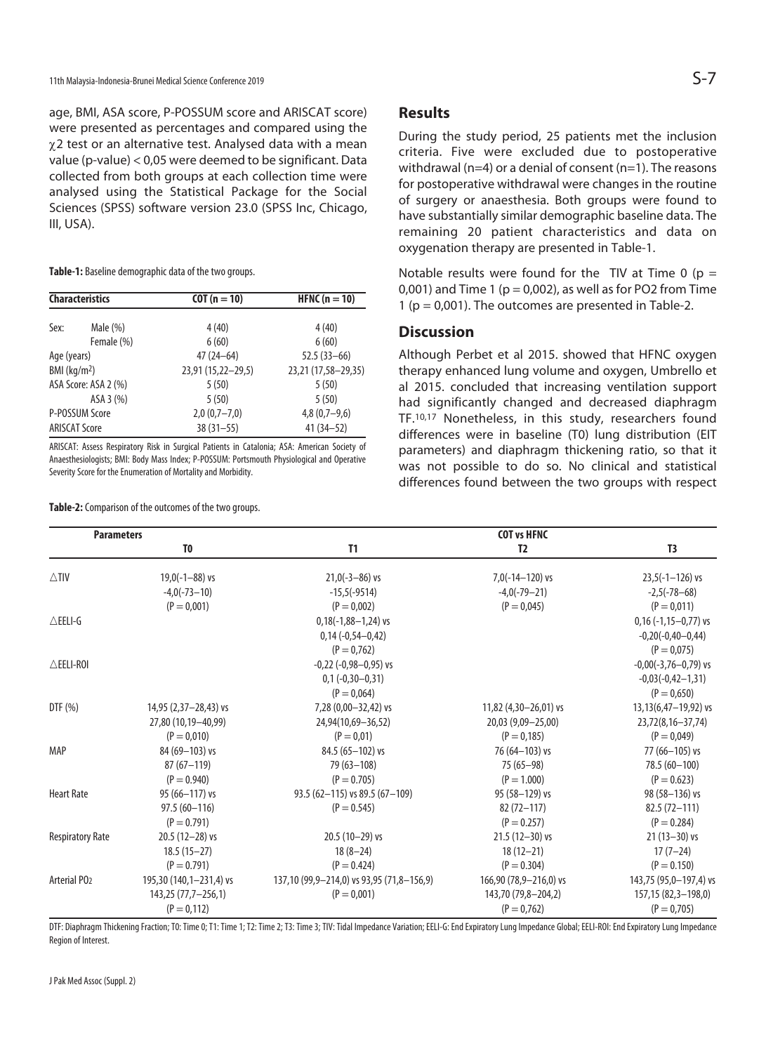age, BMI, ASA score, P-POSSUM score and ARISCAT score) were presented as percentages and compared using the $\chi 2$ test or an alternative test. Analysed data with a mean value (p-value) < 0,05 were deemed to be significant. Data collected from both groups at each collection time were analysed using the Statistical Package for the Social Sciences (SPSS) software version 23.0 (SPSS Inc, Chicago, III, USA).

**Table-1:** Baseline demographic data of the two groups.

| Characteristics | | COT (n = 10) | HFNC (n = 10) |
|---|---|---|---|
| Sex: | Male (%) | 4 (40) | 4 (40) |
| | Female (%) | 6 (60) | 6 (60) |
| Age (years) | | 47 (24–64) | 52.5 (33–66) |
| BMI (kg/m²) | | 23,91 (15,22–29,5) | 23,21 (17,58–29,35) |
| ASA Score: | ASA 2 (%) | 5 (50) | 5 (50) |
| | ASA 3 (%) | 5 (50) | 5 (50) |
| P-POSSUM Score | | 2,0 (0,7–7,0) | 4,8 (0,7–9,6) |
| ARISCAT Score | | 38 (31–55) | 41 (34–52) |

ARISCAT: Assess Respiratory Risk in Surgical Patients in Catalonia; ASA: American Society of Anaesthesiologists; BMI: Body Mass Index; P-POSSUM: Portsmouth Physiological and Operative Severity Score for the Enumeration of Mortality and Morbidity.

## Results

During the study period, 25 patients met the inclusion criteria. Five were excluded due to postoperative withdrawal (n=4) or a denial of consent (n=1). The reasons for postoperative withdrawal were changes in the routine of surgery or anaesthesia. Both groups were found to have substantially similar demographic baseline data. The remaining 20 patient characteristics and data on oxygenation therapy are presented in Table-1.

Notable results were found for the TIV at Time 0 (p = 0,001) and Time 1 (p = 0,002), as well as for PO2 from Time 1 (p = 0,001). The outcomes are presented in Table-2.

## Discussion

Although Perbet et al 2015. showed that HFNC oxygen therapy enhanced lung volume and oxygen, Umbrello et al 2015. concluded that increasing ventilation support had significantly changed and decreased diaphragm TF.[10,17] Nonetheless, in this study, researchers found differences were in baseline (T0) lung distribution (EIT parameters) and diaphragm thickening ratio, so that it was not possible to do so. No clinical and statistical differences found between the two groups with respect

**Table-2:** Comparison of the outcomes of the two groups.

| Parameters | COT vs HFNC | | | |
|---|---|---|---|---|
| | T0 | T1 | T2 | T3 |
| △TIV | 19,0(-1–88) vs -4,0(-73–10) (P = 0,001) | 21,0(-3–86) vs -15,5(-9514) (P = 0,002) | 7,0(-14–120) vs -4,0(-79–21) (P = 0,045) | 23,5(-1–126) vs -2,5(-78–68) (P = 0,011) |
| △EELI-G | | 0,18(-1,88–1,24) vs 0,14 (-0,54–0,42) (P = 0,762) | | 0,16 (-1,15–0,77) vs -0,20(-0,40–0,44) (P = 0,075) |
| △EELI-ROI | | -0,22 (-0,98–0,95) vs 0,1 (-0,30–0,31) (P = 0,064) | | -0,00(-3,76–0,79) vs -0,03(-0,42–1,31) (P = 0,650) |
| DTF (%) | 14,95 (2,37–28,43) vs 27,80 (10,19–40,99) (P = 0,010) | 7,28 (0,00–32,42) vs 24,94(10,69–36,52) (P = 0,01) | 11,82 (4,30–26,01) vs 20,03 (9,09–25,00) (P = 0,185) | 13,13(6,47–19,92) vs 23,72(8,16–37,74) (P = 0,049) |
| MAP | 84 (69–103) vs 87 (67–119) (P = 0.940) | 84.5 (65–102) vs 79 (63–108) (P = 0.705) | 76 (64–103) vs 75 (65–98) (P = 1.000) | 77 (66–105) vs 78.5 (60–100) (P = 0.623) |
| Heart Rate | 95 (66–117) vs 97.5 (60–116) (P = 0.791) | 93.5 (62–115) vs 89.5 (67–109) (P = 0.545) | 95 (58–129) vs 82 (72–117) (P = 0.257) | 98 (58–136) vs 82.5 (72–111) (P = 0.284) |
| Respiratory Rate | 20.5 (12–28) vs 18.5 (15–27) (P = 0.791) | 20.5 (10–29) vs 18 (8–24) (P = 0.424) | 21.5 (12–30) vs 18 (12–21) (P = 0.304) | 21 (13–30) vs 17 (7–24) (P = 0.150) |
| Arterial $PO_2$ | 195,30 (140,1–231,4) vs 143,25 (77,7–256,1) (P = 0,112) | 137,10 (99,9–214,0) vs 93,95 (71,8–156,9) (P = 0,001) | 166,90 (78,9–216,0) vs 143,70 (79,8–204,2) (P = 0,762) | 143,75 (95,0–197,4) vs 157,15 (82,3–198,0) (P = 0,705) |

DTF: Diaphragm Thickening Fraction; T0: Time 0; T1: Time 1; T2: Time 2; T3: Time 3; TIV: Tidal Impedance Variation; EELI-G: End Expiratory Lung Impedance Global; EELI-ROI: End Expiratory Lung Impedance Region of Interest.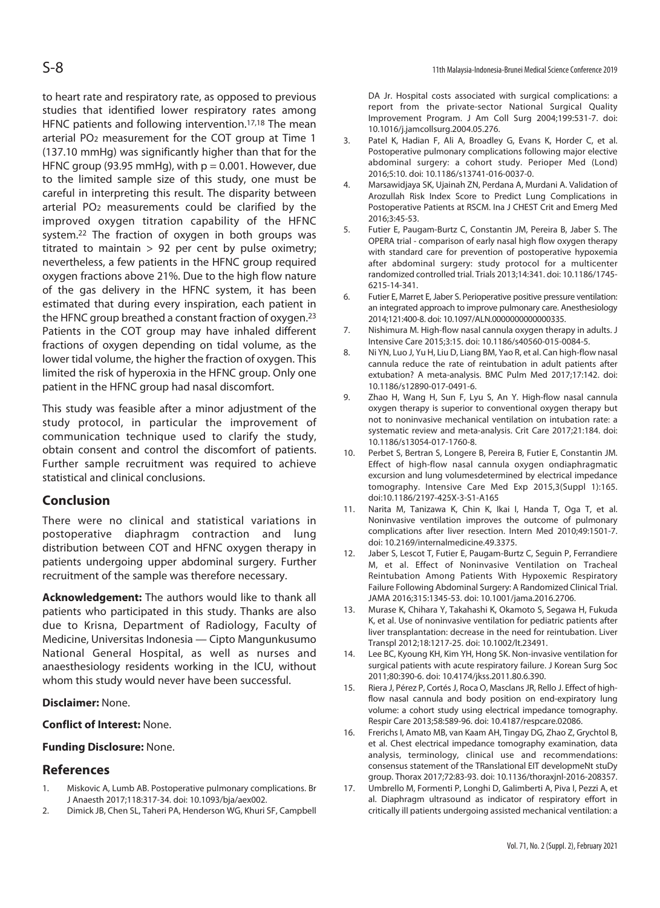to heart rate and respiratory rate, as opposed to previous studies that identified lower respiratory rates among HFNC patients and following intervention.[17,18] The mean arterial $PO_2$ measurement for the COT group at Time 1 (137.10 mmHg) was significantly higher than that for the HFNC group (93.95 mmHg), with $p = 0.001$. However, due to the limited sample size of this study, one must be careful in interpreting this result. The disparity between arterial $PO_2$ measurements could be clarified by the improved oxygen titration capability of the HFNC system.[22] The fraction of oxygen in both groups was titrated to maintain > 92 per cent by pulse oximetry; nevertheless, a few patients in the HFNC group required oxygen fractions above 21%. Due to the high flow nature of the gas delivery in the HFNC system, it has been estimated that during every inspiration, each patient in the HFNC group breathed a constant fraction of oxygen.[23] Patients in the COT group may have inhaled different fractions of oxygen depending on tidal volume, as the lower tidal volume, the higher the fraction of oxygen. This limited the risk of hyperoxia in the HFNC group. Only one patient in the HFNC group had nasal discomfort.

This study was feasible after a minor adjustment of the study protocol, in particular the improvement of communication technique used to clarify the study, obtain consent and control the discomfort of patients. Further sample recruitment was required to achieve statistical and clinical conclusions.

## Conclusion

There were no clinical and statistical variations in postoperative diaphragm contraction and lung distribution between COT and HFNC oxygen therapy in patients undergoing upper abdominal surgery. Further recruitment of the sample was therefore necessary.

**Acknowledgement:** The authors would like to thank all patients who participated in this study. Thanks are also due to Krisna, Department of Radiology, Faculty of Medicine, Universitas Indonesia — Cipto Mangunkusumo National General Hospital, as well as nurses and anaesthesiology residents working in the ICU, without whom this study would never have been successful.

**Disclaimer:** None.

**Conflict of Interest:** None.

**Funding Disclosure:** None.

## References

1. Miskovic A, Lumb AB. Postoperative pulmonary complications. Br J Anaesth 2017;118:317-34. doi: 10.1093/bja/aex002.
2. Dimick JB, Chen SL, Taheri PA, Henderson WG, Khuri SF, Campbell DA Jr. Hospital costs associated with surgical complications: a report from the private-sector National Surgical Quality Improvement Program. J Am Coll Surg 2004;199:531-7. doi: 10.1016/j.jamcollsurg.2004.05.276.
3. Patel K, Hadian F, Ali A, Broadley G, Evans K, Horder C, et al. Postoperative pulmonary complications following major elective abdominal surgery: a cohort study. Perioper Med (Lond) 2016;5:10. doi: 10.1186/s13741-016-0037-0.
4. Marsawidjaya SK, Ujainah ZN, Perdana A, Murdani A. Validation of Arozullah Risk Index Score to Predict Lung Complications in Postoperative Patients at RSCM. Ina J CHEST Crit and Emerg Med 2016;3:45-53.
5. Futier E, Paugam-Burtz C, Constantin JM, Pereira B, Jaber S. The OPERA trial - comparison of early nasal high flow oxygen therapy with standard care for prevention of postoperative hypoxemia after abdominal surgery: study protocol for a multicenter randomized controlled trial. Trials 2013;14:341. doi: 10.1186/1745-6215-14-341.
6. Futier E, Marret E, Jaber S. Perioperative positive pressure ventilation: an integrated approach to improve pulmonary care. Anesthesiology 2014;121:400-8. doi: 10.1097/ALN.0000000000000335.
7. Nishimura M. High-flow nasal cannula oxygen therapy in adults. J Intensive Care 2015;3:15. doi: 10.1186/s40560-015-0084-5.
8. Ni YN, Luo J, Yu H, Liu D, Liang BM, Yao R, et al. Can high-flow nasal cannula reduce the rate of reintubation in adult patients after extubation? A meta-analysis. BMC Pulm Med 2017;17:142. doi: 10.1186/s12890-017-0491-6.
9. Zhao H, Wang H, Sun F, Lyu S, An Y. High-flow nasal cannula oxygen therapy is superior to conventional oxygen therapy but not to noninvasive mechanical ventilation on intubation rate: a systematic review and meta-analysis. Crit Care 2017;21:184. doi: 10.1186/s13054-017-1760-8.
10. Perbet S, Bertran S, Longere B, Pereira B, Futier E, Constantin JM. Effect of high-flow nasal cannula oxygen ondiaphragmatic excursion and lung volumesdetermined by electrical impedance tomography. Intensive Care Med Exp 2015,3(Suppl 1):165. doi:10.1186/2197-425X-3-S1-A165
11. Narita M, Tanizawa K, Chin K, Ikai I, Handa T, Oga T, et al. Noninvasive ventilation improves the outcome of pulmonary complications after liver resection. Intern Med 2010;49:1501-7. doi: 10.2169/internalmedicine.49.3375.
12. Jaber S, Lescot T, Futier E, Paugam-Burtz C, Seguin P, Ferrandiere M, et al. Effect of Noninvasive Ventilation on Tracheal Reintubation Among Patients With Hypoxemic Respiratory Failure Following Abdominal Surgery: A Randomized Clinical Trial. JAMA 2016;315:1345-53. doi: 10.1001/jama.2016.2706.
13. Murase K, Chihara Y, Takahashi K, Okamoto S, Segawa H, Fukuda K, et al. Use of noninvasive ventilation for pediatric patients after liver transplantation: decrease in the need for reintubation. Liver Transpl 2012;18:1217-25. doi: 10.1002/lt.23491.
14. Lee BC, Kyoung KH, Kim YH, Hong SK. Non-invasive ventilation for surgical patients with acute respiratory failure. J Korean Surg Soc 2011;80:390-6. doi: 10.4174/jkss.2011.80.6.390.
15. Riera J, Pérez P, Cortés J, Roca O, Masclans JR, Rello J. Effect of high-flow nasal cannula and body position on end-expiratory lung volume: a cohort study using electrical impedance tomography. Respir Care 2013;58:589-96. doi: 10.4187/respcare.02086.
16. Frerichs I, Amato MB, van Kaam AH, Tingay DG, Zhao Z, Grychtol B, et al. Chest electrical impedance tomography examination, data analysis, terminology, clinical use and recommendations: consensus statement of the TRanslational EIT developmeNt stuDy group. Thorax 2017;72:83-93. doi: 10.1136/thoraxjnl-2016-208357.
17. Umbrello M, Formenti P, Longhi D, Galimberti A, Piva I, Pezzi A, et al. Diaphragm ultrasound as indicator of respiratory effort in critically ill patients undergoing assisted mechanical ventilation: a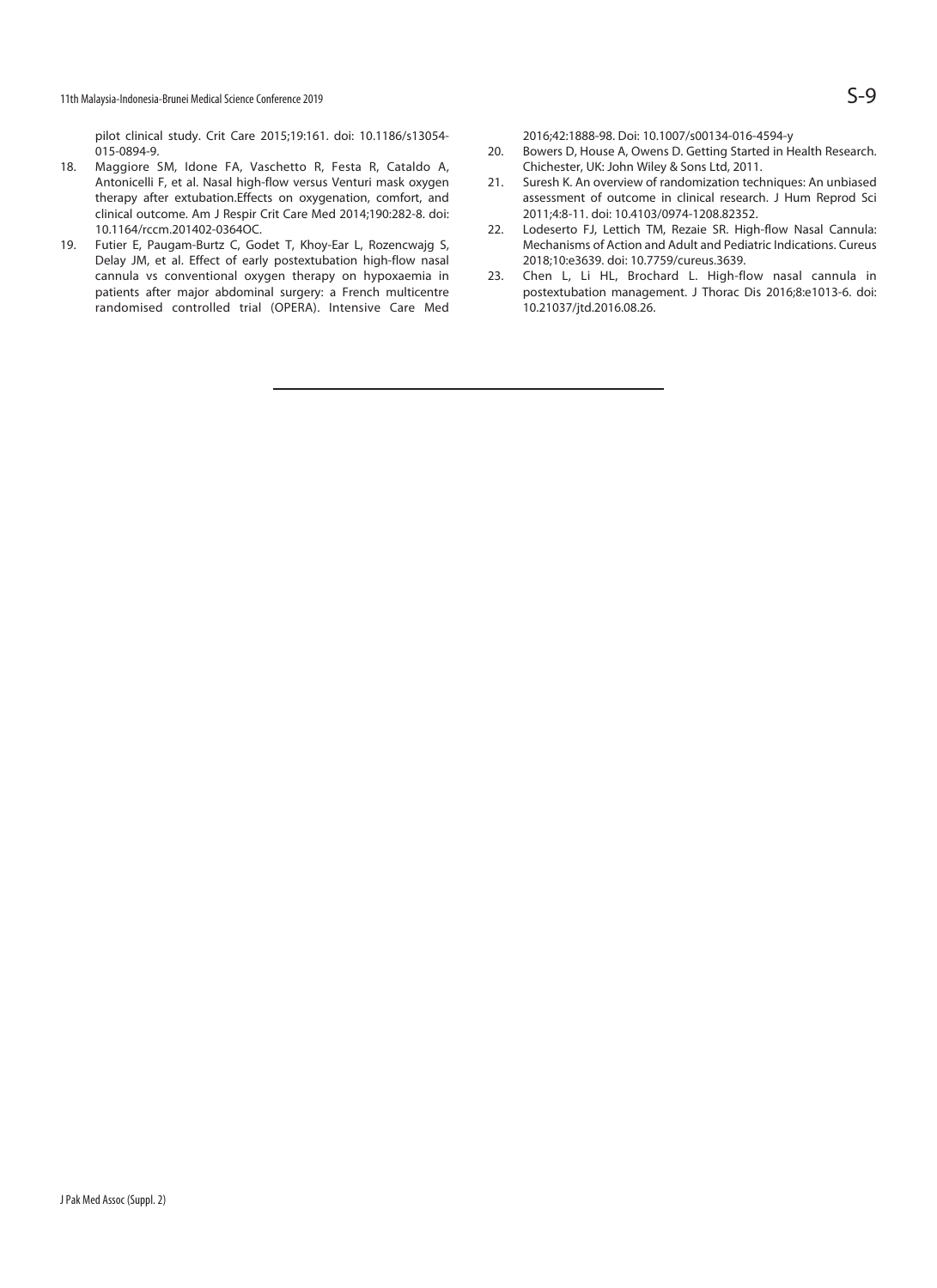pilot clinical study. Crit Care 2015;19:161. doi: 10.1186/s13054-015-0894-9.

18. Maggiore SM, Idone FA, Vaschetto R, Festa R, Cataldo A, Antonicelli F, et al. Nasal high-flow versus Venturi mask oxygen therapy after extubation.Effects on oxygenation, comfort, and clinical outcome. Am J Respir Crit Care Med 2014;190:282-8. doi: 10.1164/rccm.201402-0364OC.
19. Futier E, Paugam-Burtz C, Godet T, Khoy-Ear L, Rozencwajg S, Delay JM, et al. Effect of early postextubation high-flow nasal cannula vs conventional oxygen therapy on hypoxaemia in patients after major abdominal surgery: a French multicentre randomised controlled trial (OPERA). Intensive Care Med 2016;42:1888-98. Doi: 10.1007/s00134-016-4594-y
20. Bowers D, House A, Owens D. Getting Started in Health Research. Chichester, UK: John Wiley & Sons Ltd, 2011.
21. Suresh K. An overview of randomization techniques: An unbiased assessment of outcome in clinical research. J Hum Reprod Sci 2011;4:8-11. doi: 10.4103/0974-1208.82352.
22. Lodeserto FJ, Lettich TM, Rezaie SR. High-flow Nasal Cannula: Mechanisms of Action and Adult and Pediatric Indications. Cureus 2018;10:e3639. doi: 10.7759/cureus.3639.
23. Chen L, Li HL, Brochard L. High-flow nasal cannula in postextubation management. J Thorac Dis 2016;8:e1013-6. doi: 10.21037/jtd.2016.08.26.